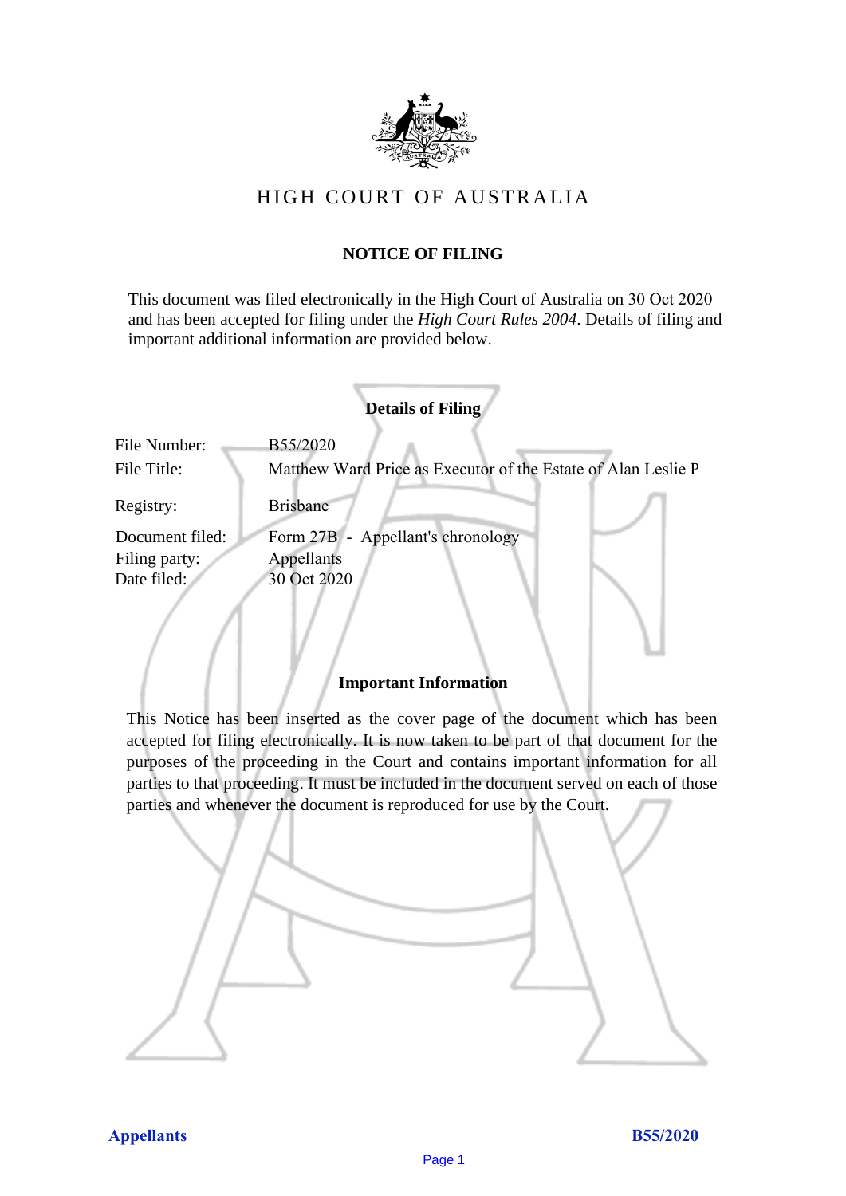# HIGH COURT OF AUSTRALIA

## NOTICE OF FILING

This document was filed electronically in the High Court of Australia on 30 Oct 2020 and has been accepted for filing under the *High Court Rules 2004*. Details of filing and important additional information are provided below.

### Details of Filing

| | |
|---|---|
| File Number: | B55/2020 |
| File Title: | Matthew Ward Price as Executor of the Estate of Alan Leslie P |
| Registry: | Brisbane |
| Document filed: | Form 27B - Appellant's chronology |
| Filing party: | Appellants |
| Date filed: | 30 Oct 2020 |

### Important Information

This Notice has been inserted as the cover page of the document which has been accepted for filing electronically. It is now taken to be part of that document for the purposes of the proceeding in the Court and contains important information for all parties to that proceeding. It must be included in the document served on each of those parties and whenever the document is reproduced for use by the Court.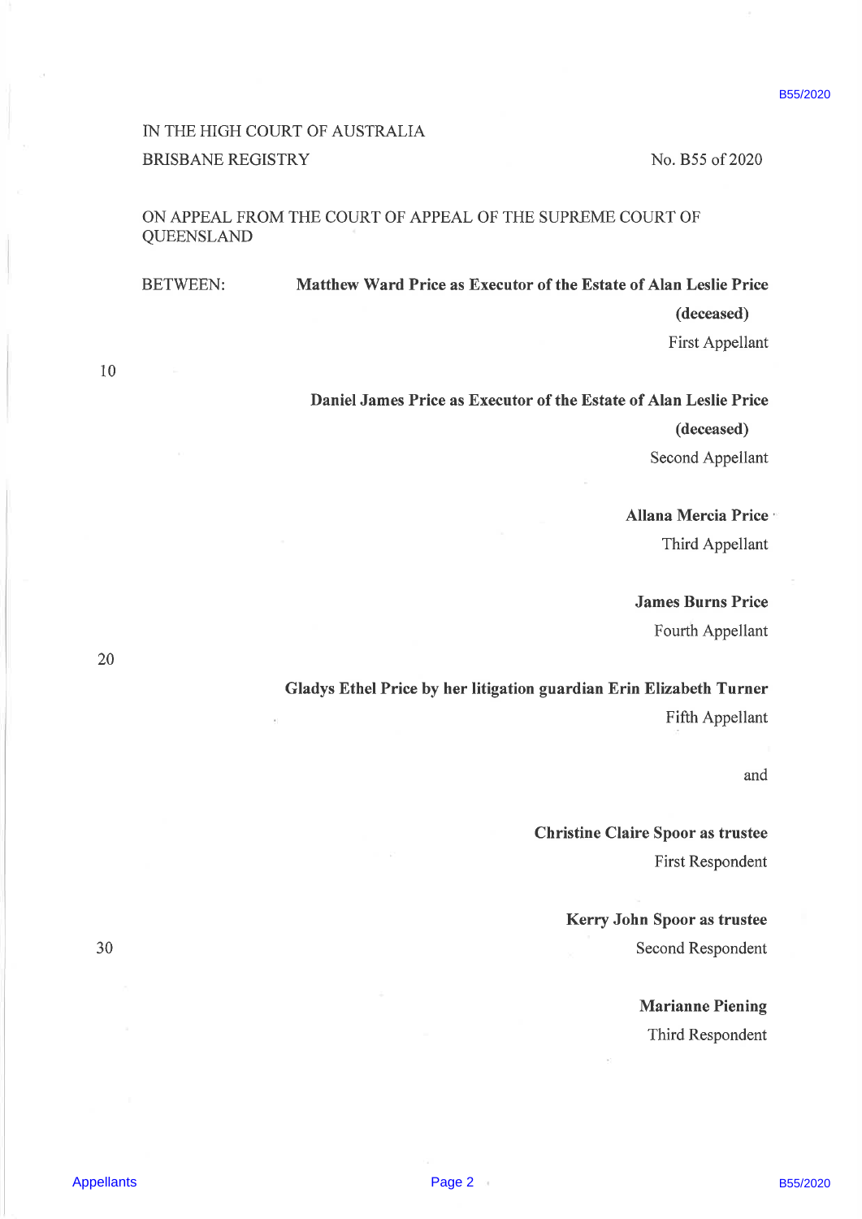IN THE HIGH COURT OF AUSTRALIA

BRISBANE REGISTRY

No. B55 of 2020

ON APPEAL FROM THE COURT OF APPEAL OF THE SUPREME COURT OF QUEENSLAND

BETWEEN:

**Matthew Ward Price as Executor of the Estate of Alan Leslie Price (deceased)**

First Appellant

**Daniel James Price as Executor of the Estate of Alan Leslie Price (deceased)**

Second Appellant

**Allana Mercia Price**

Third Appellant

**James Burns Price**

Fourth Appellant

**Gladys Ethel Price by her litigation guardian Erin Elizabeth Turner**

Fifth Appellant

and

**Christine Claire Spoor as trustee**

First Respondent

**Kerry John Spoor as trustee**

Second Respondent

**Marianne Piening**

Third Respondent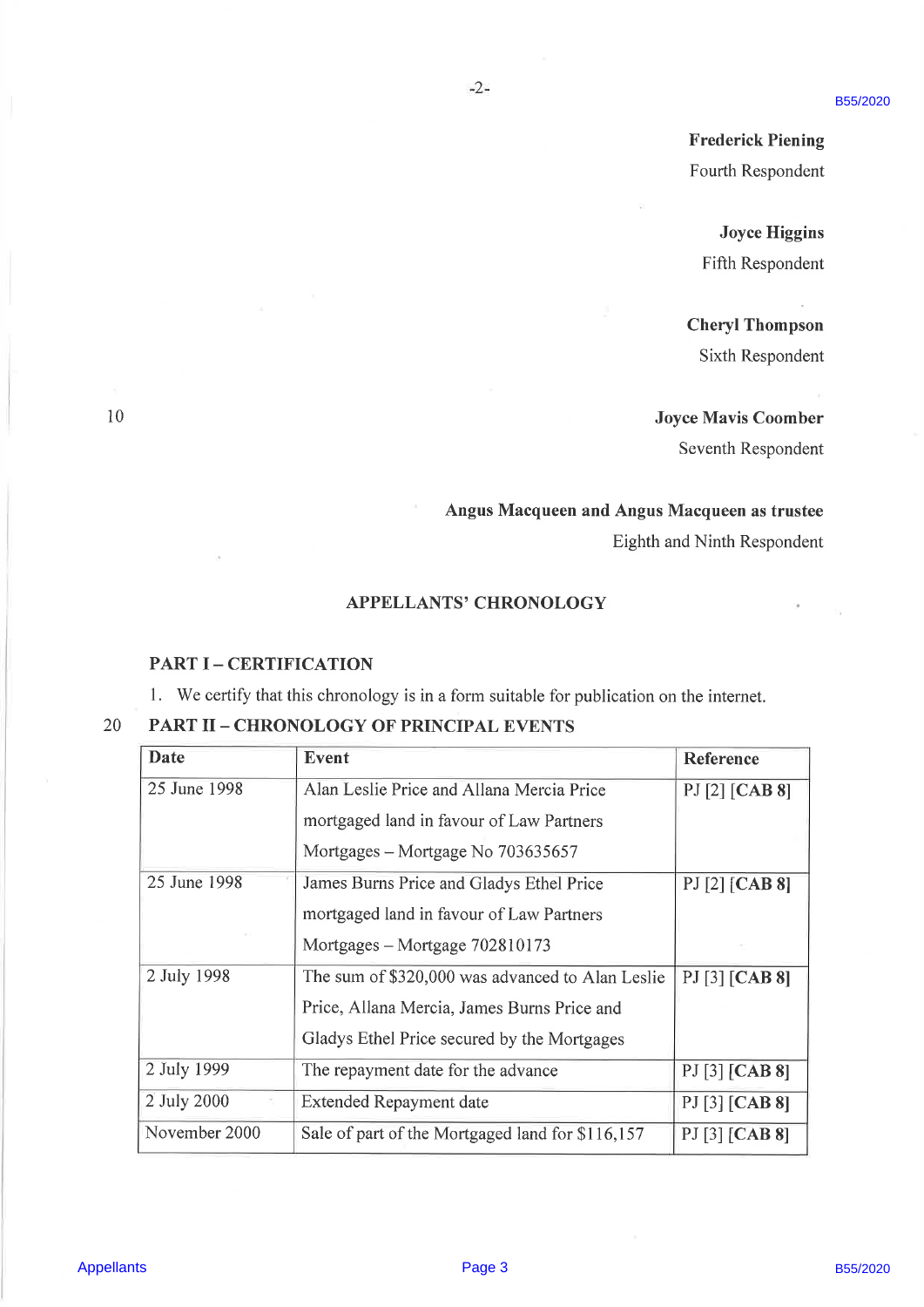**Frederick Piening**
Fourth Respondent

**Joyce Higgins**
Fifth Respondent

**Cheryl Thompson**
Sixth Respondent

**Joyce Mavis Coomber**
Seventh Respondent

**Angus Macqueen and Angus Macqueen as trustee**
Eighth and Ninth Respondent

## APPELLANTS' CHRONOLOGY

### PART I – CERTIFICATION

1. We certify that this chronology is in a form suitable for publication on the internet.

### PART II – CHRONOLOGY OF PRINCIPAL EVENTS

| Date | Event | Reference |
|---|---|---|
| 25 June 1998 | Alan Leslie Price and Allana Mercia Price mortgaged land in favour of Law Partners Mortgages – Mortgage No 703635657 | PJ [2] **[CAB 8]** |
| 25 June 1998 | James Burns Price and Gladys Ethel Price mortgaged land in favour of Law Partners Mortgages – Mortgage 702810173 | PJ [2] **[CAB 8]** |
| 2 July 1998 | The sum of $320,000 was advanced to Alan Leslie Price, Allana Mercia, James Burns Price and Gladys Ethel Price secured by the Mortgages | PJ [3] **[CAB 8]** |
| 2 July 1999 | The repayment date for the advance | PJ [3] **[CAB 8]** |
| 2 July 2000 | Extended Repayment date | PJ [3] **[CAB 8]** |
| November 2000 | Sale of part of the Mortgaged land for $116,157 | PJ [3] **[CAB 8]** |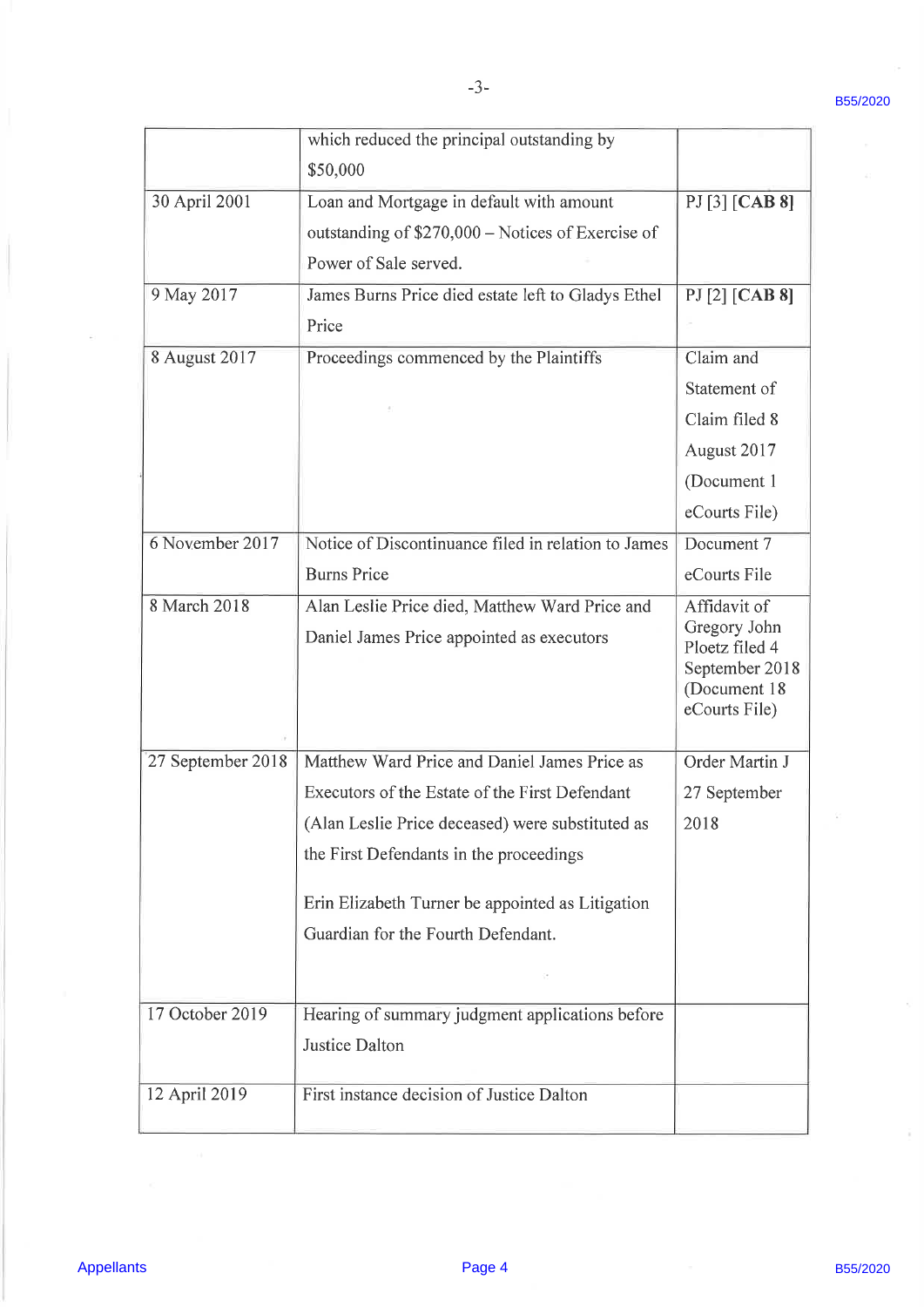| | | |
|---|---|---|
| | which reduced the principal outstanding by $50,000 | |
| 30 April 2001 | Loan and Mortgage in default with amount outstanding of $270,000 – Notices of Exercise of Power of Sale served. | PJ [3] **[CAB 8]** |
| 9 May 2017 | James Burns Price died estate left to Gladys Ethel Price | PJ [2] **[CAB 8]** |
| 8 August 2017 | Proceedings commenced by the Plaintiffs | Claim and Statement of Claim filed 8 August 2017 (Document 1 eCourts File) |
| 6 November 2017 | Notice of Discontinuance filed in relation to James Burns Price | Document 7 eCourts File |
| 8 March 2018 | Alan Leslie Price died, Matthew Ward Price and Daniel James Price appointed as executors | Affidavit of Gregory John Ploetz filed 4 September 2018 (Document 18 eCourts File) |
| 27 September 2018 | Matthew Ward Price and Daniel James Price as Executors of the Estate of the First Defendant (Alan Leslie Price deceased) were substituted as the First Defendants in the proceedings<br><br>Erin Elizabeth Turner be appointed as Litigation Guardian for the Fourth Defendant. | Order Martin J 27 September 2018 |
| 17 October 2019 | Hearing of summary judgment applications before Justice Dalton | |
| 12 April 2019 | First instance decision of Justice Dalton | |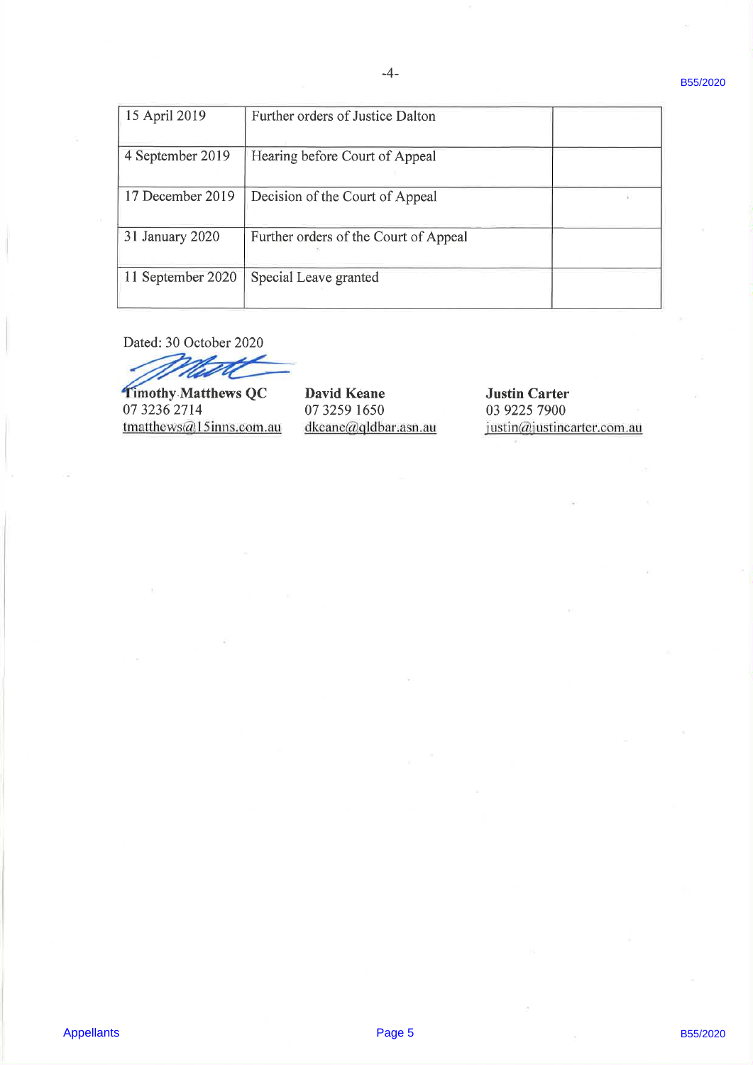| | | |
|---|---|---|
| 15 April 2019 | Further orders of Justice Dalton | |
| 4 September 2019 | Hearing before Court of Appeal | |
| 17 December 2019 | Decision of the Court of Appeal | |
| 31 January 2020 | Further orders of the Court of Appeal | |
| 11 September 2020 | Special Leave granted | |

Dated: 30 October 2020

**Timothy Matthews QC**
07 3236 2714
tmatthews@15inns.com.au

**David Keane**
07 3259 1650
dkeane@qldbar.asn.au

**Justin Carter**
03 9225 7900
justin@justincarter.com.au